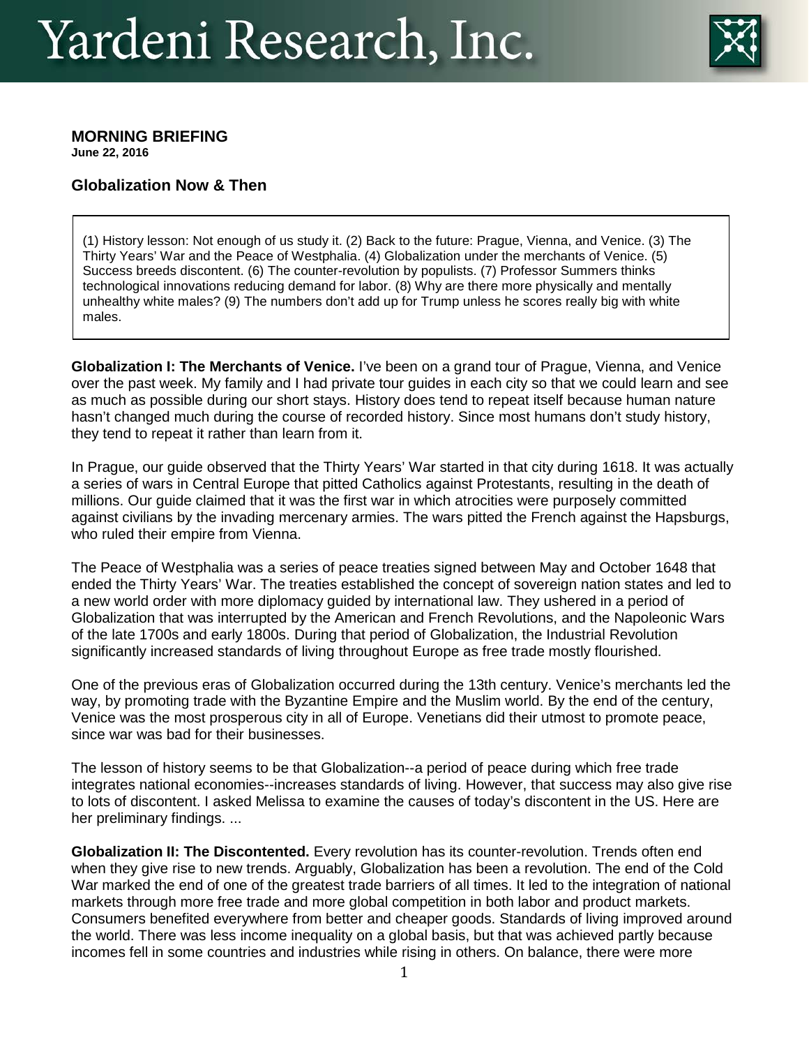# Yardeni Research, Inc.

**MORNING BRIEFING**
**June 22, 2016**

## Globalization Now & Then

(1) History lesson: Not enough of us study it. (2) Back to the future: Prague, Vienna, and Venice. (3) The Thirty Years' War and the Peace of Westphalia. (4) Globalization under the merchants of Venice. (5) Success breeds discontent. (6) The counter-revolution by populists. (7) Professor Summers thinks technological innovations reducing demand for labor. (8) Why are there more physically and mentally unhealthy white males? (9) The numbers don't add up for Trump unless he scores really big with white males.

**Globalization I: The Merchants of Venice.** I've been on a grand tour of Prague, Vienna, and Venice over the past week. My family and I had private tour guides in each city so that we could learn and see as much as possible during our short stays. History does tend to repeat itself because human nature hasn't changed much during the course of recorded history. Since most humans don't study history, they tend to repeat it rather than learn from it.

In Prague, our guide observed that the Thirty Years' War started in that city during 1618. It was actually a series of wars in Central Europe that pitted Catholics against Protestants, resulting in the death of millions. Our guide claimed that it was the first war in which atrocities were purposely committed against civilians by the invading mercenary armies. The wars pitted the French against the Hapsburgs, who ruled their empire from Vienna.

The Peace of Westphalia was a series of peace treaties signed between May and October 1648 that ended the Thirty Years' War. The treaties established the concept of sovereign nation states and led to a new world order with more diplomacy guided by international law. They ushered in a period of Globalization that was interrupted by the American and French Revolutions, and the Napoleonic Wars of the late 1700s and early 1800s. During that period of Globalization, the Industrial Revolution significantly increased standards of living throughout Europe as free trade mostly flourished.

One of the previous eras of Globalization occurred during the 13th century. Venice's merchants led the way, by promoting trade with the Byzantine Empire and the Muslim world. By the end of the century, Venice was the most prosperous city in all of Europe. Venetians did their utmost to promote peace, since war was bad for their businesses.

The lesson of history seems to be that Globalization--a period of peace during which free trade integrates national economies--increases standards of living. However, that success may also give rise to lots of discontent. I asked Melissa to examine the causes of today's discontent in the US. Here are her preliminary findings. ...

**Globalization II: The Discontented.** Every revolution has its counter-revolution. Trends often end when they give rise to new trends. Arguably, Globalization has been a revolution. The end of the Cold War marked the end of one of the greatest trade barriers of all times. It led to the integration of national markets through more free trade and more global competition in both labor and product markets. Consumers benefited everywhere from better and cheaper goods. Standards of living improved around the world. There was less income inequality on a global basis, but that was achieved partly because incomes fell in some countries and industries while rising in others. On balance, there were more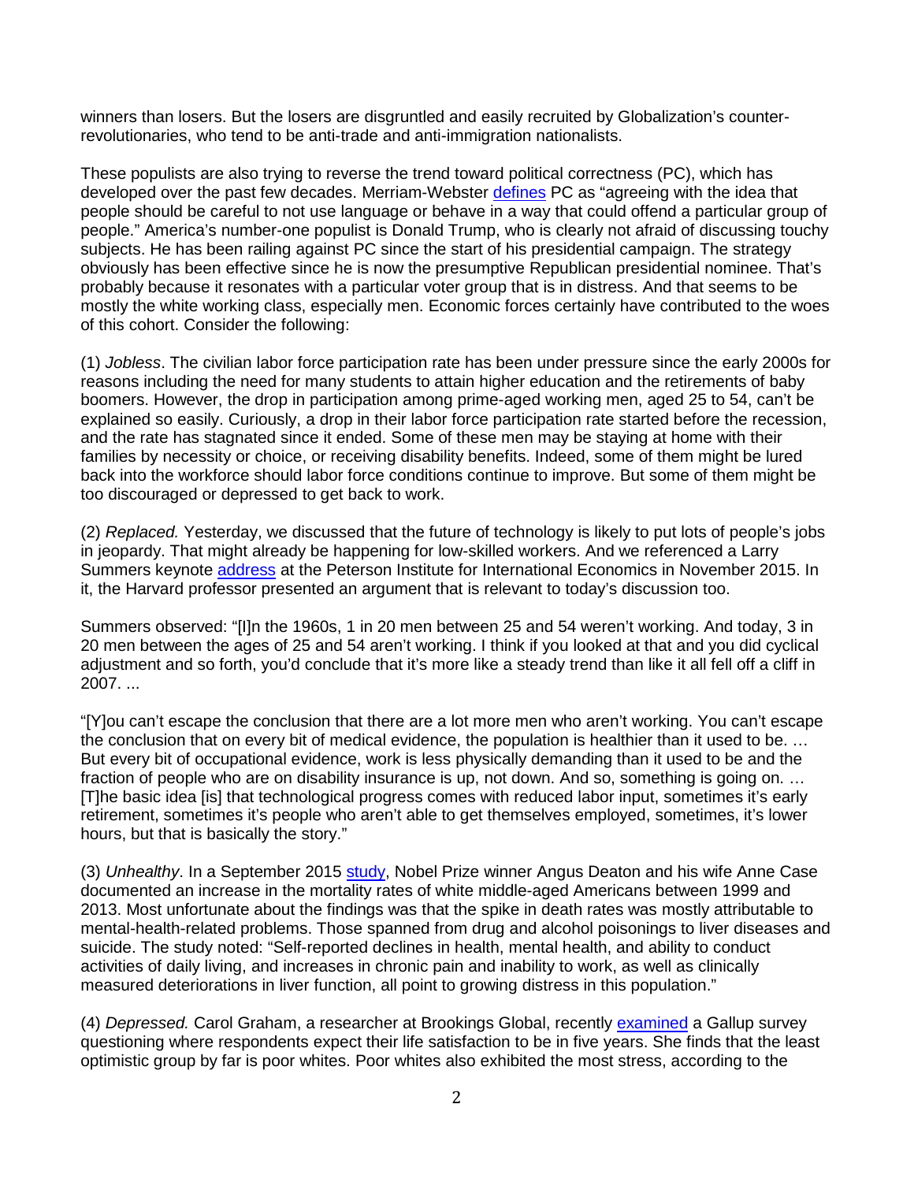winners than losers. But the losers are disgruntled and easily recruited by Globalization's counter-revolutionaries, who tend to be anti-trade and anti-immigration nationalists.

These populists are also trying to reverse the trend toward political correctness (PC), which has developed over the past few decades. Merriam-Webster defines PC as "agreeing with the idea that people should be careful to not use language or behave in a way that could offend a particular group of people." America's number-one populist is Donald Trump, who is clearly not afraid of discussing touchy subjects. He has been railing against PC since the start of his presidential campaign. The strategy obviously has been effective since he is now the presumptive Republican presidential nominee. That's probably because it resonates with a particular voter group that is in distress. And that seems to be mostly the white working class, especially men. Economic forces certainly have contributed to the woes of this cohort. Consider the following:

(1) *Jobless*. The civilian labor force participation rate has been under pressure since the early 2000s for reasons including the need for many students to attain higher education and the retirements of baby boomers. However, the drop in participation among prime-aged working men, aged 25 to 54, can't be explained so easily. Curiously, a drop in their labor force participation rate started before the recession, and the rate has stagnated since it ended. Some of these men may be staying at home with their families by necessity or choice, or receiving disability benefits. Indeed, some of them might be lured back into the workforce should labor force conditions continue to improve. But some of them might be too discouraged or depressed to get back to work.

(2) *Replaced.* Yesterday, we discussed that the future of technology is likely to put lots of people's jobs in jeopardy. That might already be happening for low-skilled workers. And we referenced a Larry Summers keynote address at the Peterson Institute for International Economics in November 2015. In it, the Harvard professor presented an argument that is relevant to today's discussion too.

Summers observed: "[I]n the 1960s, 1 in 20 men between 25 and 54 weren't working. And today, 3 in 20 men between the ages of 25 and 54 aren't working. I think if you looked at that and you did cyclical adjustment and so forth, you'd conclude that it's more like a steady trend than like it all fell off a cliff in 2007. ...

"[Y]ou can't escape the conclusion that there are a lot more men who aren't working. You can't escape the conclusion that on every bit of medical evidence, the population is healthier than it used to be. … But every bit of occupational evidence, work is less physically demanding than it used to be and the fraction of people who are on disability insurance is up, not down. And so, something is going on. … [T]he basic idea [is] that technological progress comes with reduced labor input, sometimes it's early retirement, sometimes it's people who aren't able to get themselves employed, sometimes, it's lower hours, but that is basically the story."

(3) *Unhealthy*. In a September 2015 study, Nobel Prize winner Angus Deaton and his wife Anne Case documented an increase in the mortality rates of white middle-aged Americans between 1999 and 2013. Most unfortunate about the findings was that the spike in death rates was mostly attributable to mental-health-related problems. Those spanned from drug and alcohol poisonings to liver diseases and suicide. The study noted: "Self-reported declines in health, mental health, and ability to conduct activities of daily living, and increases in chronic pain and inability to work, as well as clinically measured deteriorations in liver function, all point to growing distress in this population."

(4) *Depressed.* Carol Graham, a researcher at Brookings Global, recently examined a Gallup survey questioning where respondents expect their life satisfaction to be in five years. She finds that the least optimistic group by far is poor whites. Poor whites also exhibited the most stress, according to the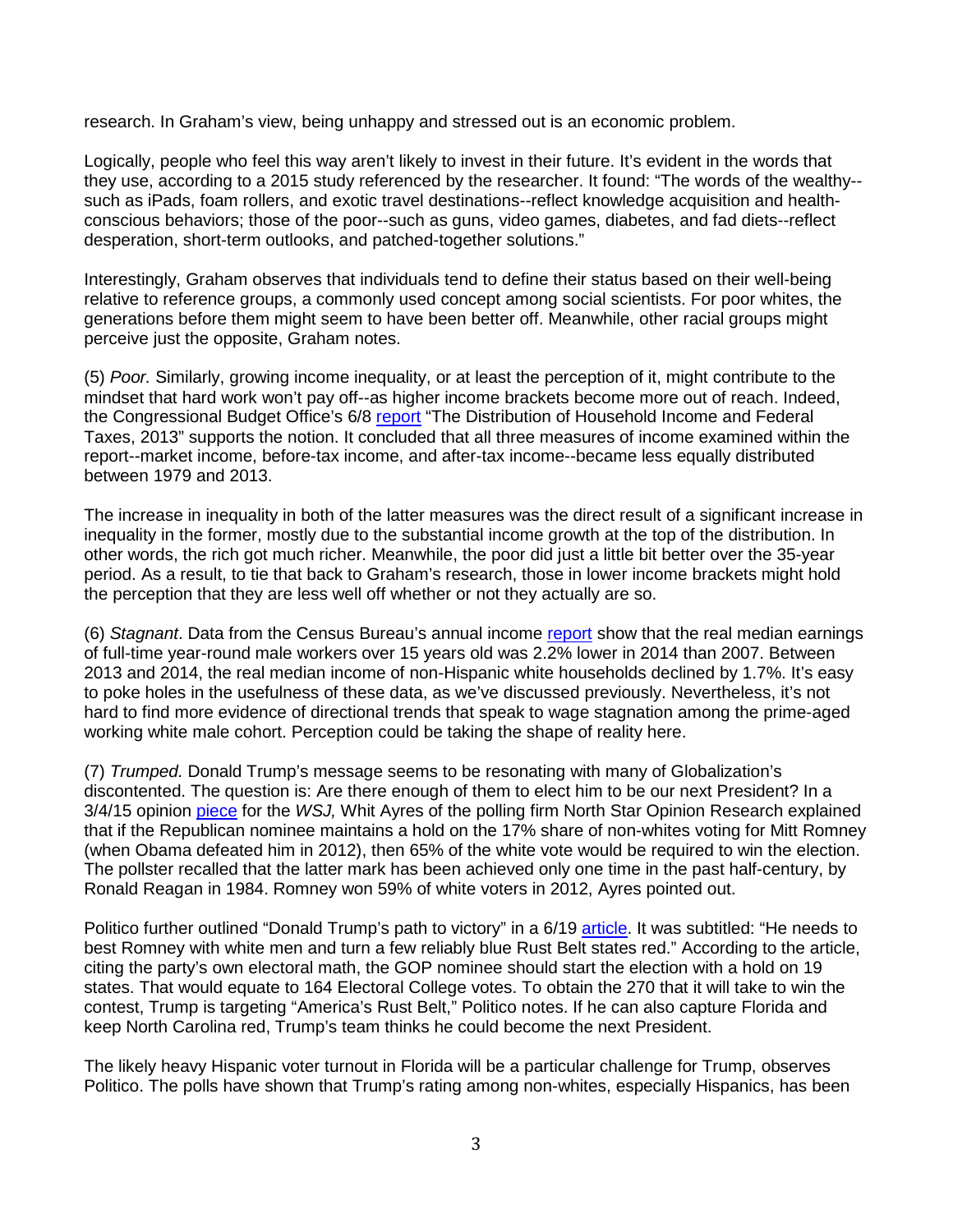research. In Graham's view, being unhappy and stressed out is an economic problem.

Logically, people who feel this way aren't likely to invest in their future. It's evident in the words that they use, according to a 2015 study referenced by the researcher. It found: "The words of the wealthy--such as iPads, foam rollers, and exotic travel destinations--reflect knowledge acquisition and health-conscious behaviors; those of the poor--such as guns, video games, diabetes, and fad diets--reflect desperation, short-term outlooks, and patched-together solutions."

Interestingly, Graham observes that individuals tend to define their status based on their well-being relative to reference groups, a commonly used concept among social scientists. For poor whites, the generations before them might seem to have been better off. Meanwhile, other racial groups might perceive just the opposite, Graham notes.

(5) *Poor.* Similarly, growing income inequality, or at least the perception of it, might contribute to the mindset that hard work won't pay off--as higher income brackets become more out of reach. Indeed, the Congressional Budget Office's 6/8 report "The Distribution of Household Income and Federal Taxes, 2013" supports the notion. It concluded that all three measures of income examined within the report--market income, before-tax income, and after-tax income--became less equally distributed between 1979 and 2013.

The increase in inequality in both of the latter measures was the direct result of a significant increase in inequality in the former, mostly due to the substantial income growth at the top of the distribution. In other words, the rich got much richer. Meanwhile, the poor did just a little bit better over the 35-year period. As a result, to tie that back to Graham's research, those in lower income brackets might hold the perception that they are less well off whether or not they actually are so.

(6) *Stagnant*. Data from the Census Bureau's annual income report show that the real median earnings of full-time year-round male workers over 15 years old was 2.2% lower in 2014 than 2007. Between 2013 and 2014, the real median income of non-Hispanic white households declined by 1.7%. It's easy to poke holes in the usefulness of these data, as we've discussed previously. Nevertheless, it's not hard to find more evidence of directional trends that speak to wage stagnation among the prime-aged working white male cohort. Perception could be taking the shape of reality here.

(7) *Trumped.* Donald Trump's message seems to be resonating with many of Globalization's discontented. The question is: Are there enough of them to elect him to be our next President? In a 3/4/15 opinion piece for the *WSJ,* Whit Ayres of the polling firm North Star Opinion Research explained that if the Republican nominee maintains a hold on the 17% share of non-whites voting for Mitt Romney (when Obama defeated him in 2012), then 65% of the white vote would be required to win the election. The pollster recalled that the latter mark has been achieved only one time in the past half-century, by Ronald Reagan in 1984. Romney won 59% of white voters in 2012, Ayres pointed out.

Politico further outlined "Donald Trump's path to victory" in a 6/19 article. It was subtitled: "He needs to best Romney with white men and turn a few reliably blue Rust Belt states red." According to the article, citing the party's own electoral math, the GOP nominee should start the election with a hold on 19 states. That would equate to 164 Electoral College votes. To obtain the 270 that it will take to win the contest, Trump is targeting "America's Rust Belt," Politico notes. If he can also capture Florida and keep North Carolina red, Trump's team thinks he could become the next President.

The likely heavy Hispanic voter turnout in Florida will be a particular challenge for Trump, observes Politico. The polls have shown that Trump's rating among non-whites, especially Hispanics, has been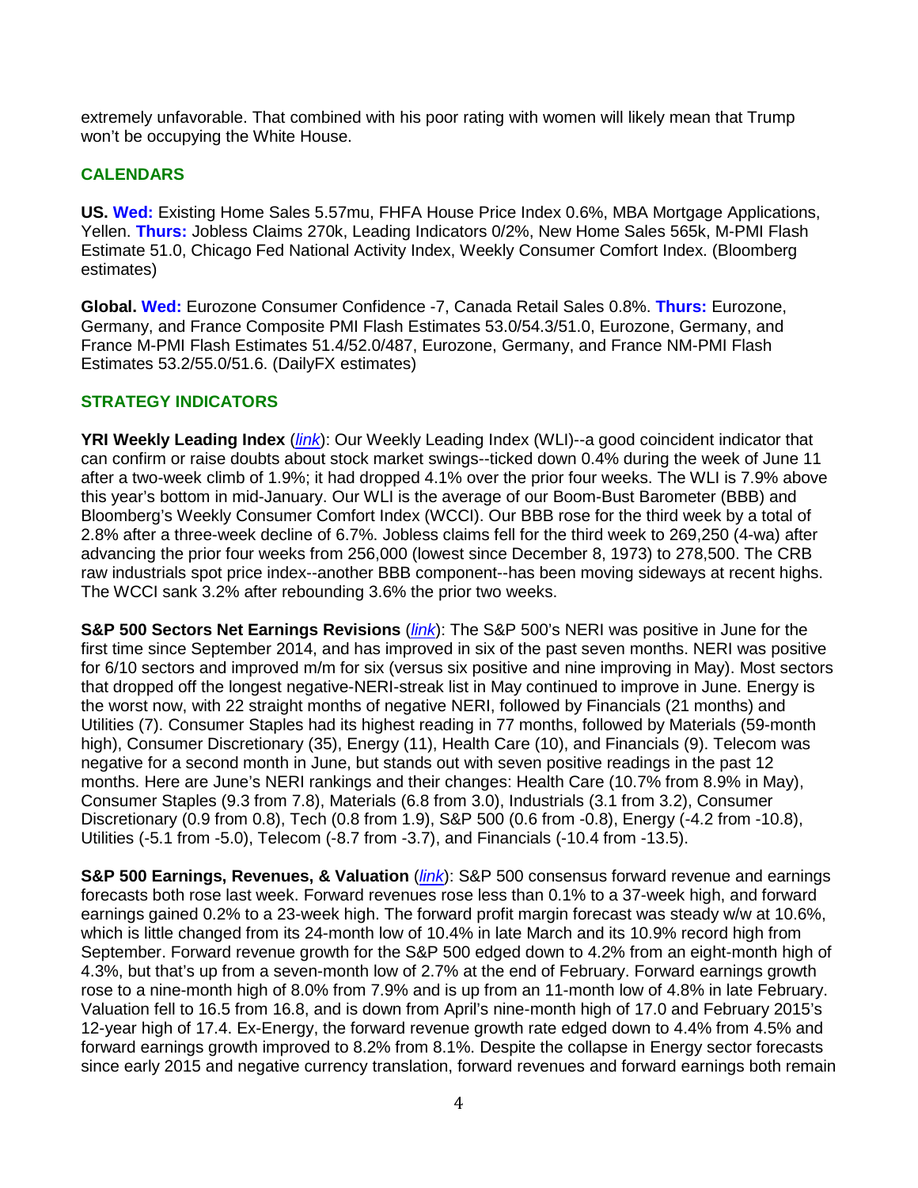extremely unfavorable. That combined with his poor rating with women will likely mean that Trump won't be occupying the White House.

## CALENDARS

**US. Wed:** Existing Home Sales 5.57mu, FHFA House Price Index 0.6%, MBA Mortgage Applications, Yellen. **Thurs:** Jobless Claims 270k, Leading Indicators 0/2%, New Home Sales 565k, M-PMI Flash Estimate 51.0, Chicago Fed National Activity Index, Weekly Consumer Comfort Index. (Bloomberg estimates)

**Global. Wed:** Eurozone Consumer Confidence -7, Canada Retail Sales 0.8%. **Thurs:** Eurozone, Germany, and France Composite PMI Flash Estimates 53.0/54.3/51.0, Eurozone, Germany, and France M-PMI Flash Estimates 51.4/52.0/487, Eurozone, Germany, and France NM-PMI Flash Estimates 53.2/55.0/51.6. (DailyFX estimates)

## STRATEGY INDICATORS

**YRI Weekly Leading Index** (*link*): Our Weekly Leading Index (WLI)--a good coincident indicator that can confirm or raise doubts about stock market swings--ticked down 0.4% during the week of June 11 after a two-week climb of 1.9%; it had dropped 4.1% over the prior four weeks. The WLI is 7.9% above this year's bottom in mid-January. Our WLI is the average of our Boom-Bust Barometer (BBB) and Bloomberg's Weekly Consumer Comfort Index (WCCI). Our BBB rose for the third week by a total of 2.8% after a three-week decline of 6.7%. Jobless claims fell for the third week to 269,250 (4-wa) after advancing the prior four weeks from 256,000 (lowest since December 8, 1973) to 278,500. The CRB raw industrials spot price index--another BBB component--has been moving sideways at recent highs. The WCCI sank 3.2% after rebounding 3.6% the prior two weeks.

**S&P 500 Sectors Net Earnings Revisions** (*link*): The S&P 500's NERI was positive in June for the first time since September 2014, and has improved in six of the past seven months. NERI was positive for 6/10 sectors and improved m/m for six (versus six positive and nine improving in May). Most sectors that dropped off the longest negative-NERI-streak list in May continued to improve in June. Energy is the worst now, with 22 straight months of negative NERI, followed by Financials (21 months) and Utilities (7). Consumer Staples had its highest reading in 77 months, followed by Materials (59-month high), Consumer Discretionary (35), Energy (11), Health Care (10), and Financials (9). Telecom was negative for a second month in June, but stands out with seven positive readings in the past 12 months. Here are June's NERI rankings and their changes: Health Care (10.7% from 8.9% in May), Consumer Staples (9.3 from 7.8), Materials (6.8 from 3.0), Industrials (3.1 from 3.2), Consumer Discretionary (0.9 from 0.8), Tech (0.8 from 1.9), S&P 500 (0.6 from -0.8), Energy (-4.2 from -10.8), Utilities (-5.1 from -5.0), Telecom (-8.7 from -3.7), and Financials (-10.4 from -13.5).

**S&P 500 Earnings, Revenues, & Valuation** (*link*): S&P 500 consensus forward revenue and earnings forecasts both rose last week. Forward revenues rose less than 0.1% to a 37-week high, and forward earnings gained 0.2% to a 23-week high. The forward profit margin forecast was steady w/w at 10.6%, which is little changed from its 24-month low of 10.4% in late March and its 10.9% record high from September. Forward revenue growth for the S&P 500 edged down to 4.2% from an eight-month high of 4.3%, but that's up from a seven-month low of 2.7% at the end of February. Forward earnings growth rose to a nine-month high of 8.0% from 7.9% and is up from an 11-month low of 4.8% in late February. Valuation fell to 16.5 from 16.8, and is down from April's nine-month high of 17.0 and February 2015's 12-year high of 17.4. Ex-Energy, the forward revenue growth rate edged down to 4.4% from 4.5% and forward earnings growth improved to 8.2% from 8.1%. Despite the collapse in Energy sector forecasts since early 2015 and negative currency translation, forward revenues and forward earnings both remain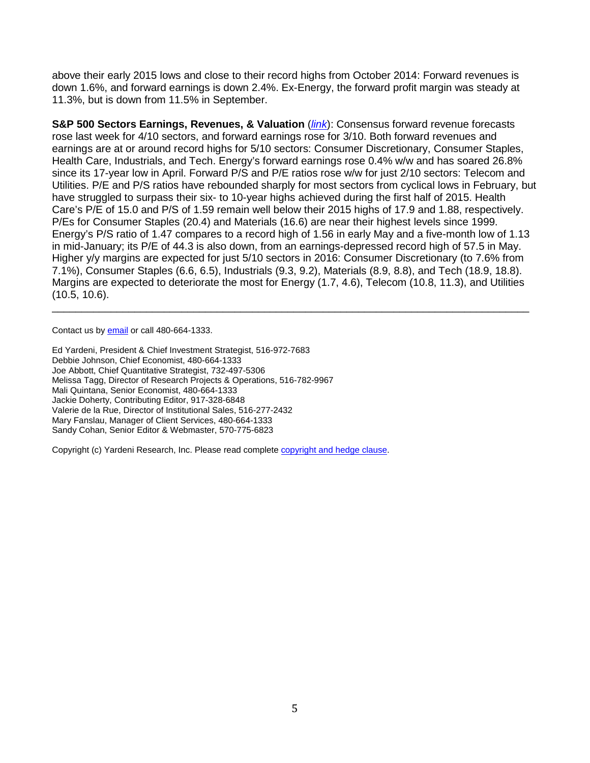above their early 2015 lows and close to their record highs from October 2014: Forward revenues is down 1.6%, and forward earnings is down 2.4%. Ex-Energy, the forward profit margin was steady at 11.3%, but is down from 11.5% in September.

**S&P 500 Sectors Earnings, Revenues, & Valuation** (*link*): Consensus forward revenue forecasts rose last week for 4/10 sectors, and forward earnings rose for 3/10. Both forward revenues and earnings are at or around record highs for 5/10 sectors: Consumer Discretionary, Consumer Staples, Health Care, Industrials, and Tech. Energy's forward earnings rose 0.4% w/w and has soared 26.8% since its 17-year low in April. Forward P/S and P/E ratios rose w/w for just 2/10 sectors: Telecom and Utilities. P/E and P/S ratios have rebounded sharply for most sectors from cyclical lows in February, but have struggled to surpass their six- to 10-year highs achieved during the first half of 2015. Health Care's P/E of 15.0 and P/S of 1.59 remain well below their 2015 highs of 17.9 and 1.88, respectively. P/Es for Consumer Staples (20.4) and Materials (16.6) are near their highest levels since 1999. Energy's P/S ratio of 1.47 compares to a record high of 1.56 in early May and a five-month low of 1.13 in mid-January; its P/E of 44.3 is also down, from an earnings-depressed record high of 57.5 in May. Higher y/y margins are expected for just 5/10 sectors in 2016: Consumer Discretionary (to 7.6% from 7.1%), Consumer Staples (6.6, 6.5), Industrials (9.3, 9.2), Materials (8.9, 8.8), and Tech (18.9, 18.8). Margins are expected to deteriorate the most for Energy (1.7, 4.6), Telecom (10.8, 11.3), and Utilities (10.5, 10.6).

---

Contact us by email or call 480-664-1333.

Ed Yardeni, President & Chief Investment Strategist, 516-972-7683
Debbie Johnson, Chief Economist, 480-664-1333
Joe Abbott, Chief Quantitative Strategist, 732-497-5306
Melissa Tagg, Director of Research Projects & Operations, 516-782-9967
Mali Quintana, Senior Economist, 480-664-1333
Jackie Doherty, Contributing Editor, 917-328-6848
Valerie de la Rue, Director of Institutional Sales, 516-277-2432
Mary Fanslau, Manager of Client Services, 480-664-1333
Sandy Cohan, Senior Editor & Webmaster, 570-775-6823

Copyright (c) Yardeni Research, Inc. Please read complete copyright and hedge clause.